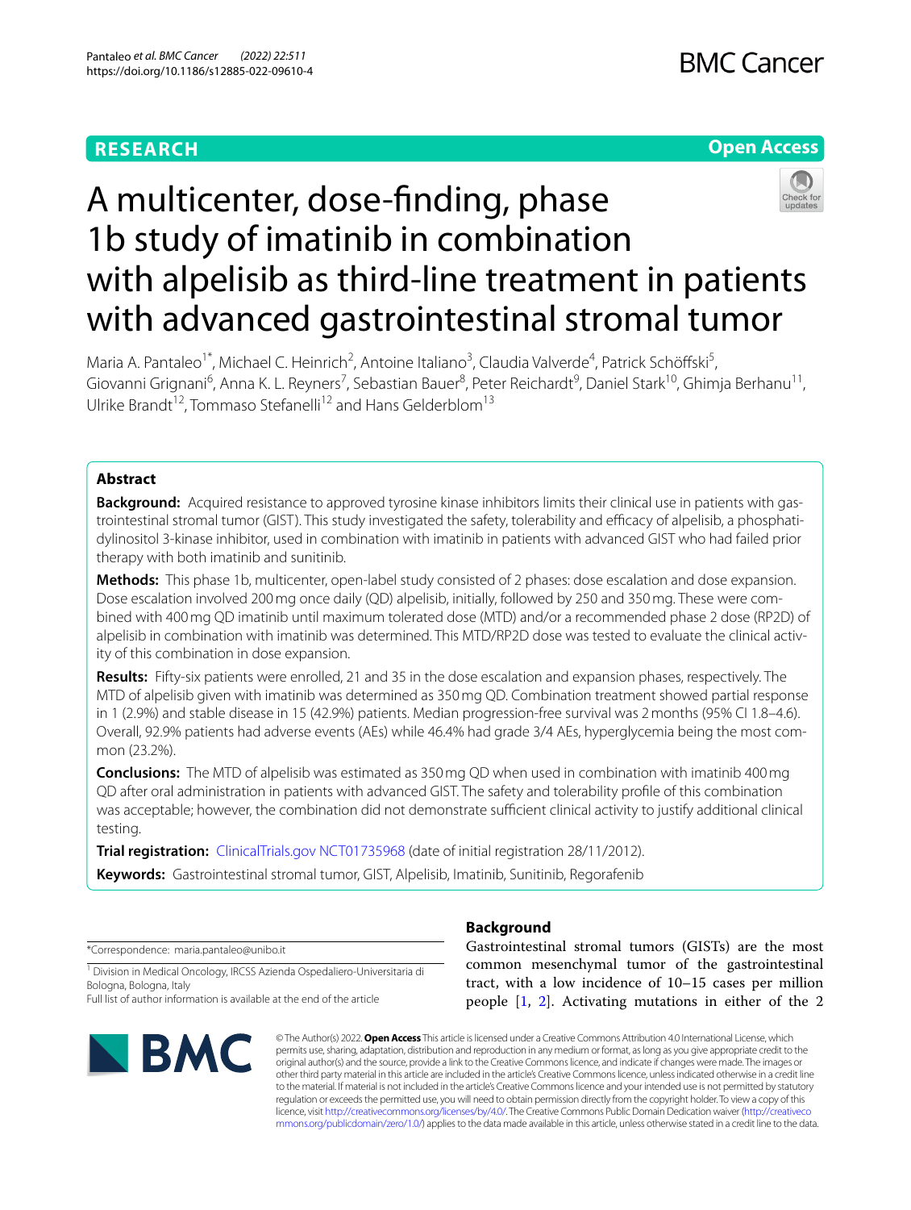RESEARCH

Open Access

# A multicenter, dose-finding, phase 1b study of imatinib in combination with alpelisib as third-line treatment in patients with advanced gastrointestinal stromal tumor

Maria A. Pantaleo[1*], Michael C. Heinrich[2], Antoine Italiano[3], Claudia Valverde[4], Patrick Schöffski[5], Giovanni Grignani[6], Anna K. L. Reyners[7], Sebastian Bauer[8], Peter Reichardt[9], Daniel Stark[10], Ghimja Berhanu[11], Ulrike Brandt[12], Tommaso Stefanelli[12] and Hans Gelderblom[13]

## Abstract

**Background:** Acquired resistance to approved tyrosine kinase inhibitors limits their clinical use in patients with gastrointestinal stromal tumor (GIST). This study investigated the safety, tolerability and efficacy of alpelisib, a phosphatidylinositol 3-kinase inhibitor, used in combination with imatinib in patients with advanced GIST who had failed prior therapy with both imatinib and sunitinib.

**Methods:** This phase 1b, multicenter, open-label study consisted of 2 phases: dose escalation and dose expansion. Dose escalation involved 200 mg once daily (QD) alpelisib, initially, followed by 250 and 350 mg. These were combined with 400 mg QD imatinib until maximum tolerated dose (MTD) and/or a recommended phase 2 dose (RP2D) of alpelisib in combination with imatinib was determined. This MTD/RP2D dose was tested to evaluate the clinical activity of this combination in dose expansion.

**Results:** Fifty-six patients were enrolled, 21 and 35 in the dose escalation and expansion phases, respectively. The MTD of alpelisib given with imatinib was determined as 350 mg QD. Combination treatment showed partial response in 1 (2.9%) and stable disease in 15 (42.9%) patients. Median progression-free survival was 2 months (95% CI 1.8–4.6). Overall, 92.9% patients had adverse events (AEs) while 46.4% had grade 3/4 AEs, hyperglycemia being the most common (23.2%).

**Conclusions:** The MTD of alpelisib was estimated as 350 mg QD when used in combination with imatinib 400 mg QD after oral administration in patients with advanced GIST. The safety and tolerability profile of this combination was acceptable; however, the combination did not demonstrate sufficient clinical activity to justify additional clinical testing.

**Trial registration:** ClinicalTrials.gov NCT01735968 (date of initial registration 28/11/2012).

**Keywords:** Gastrointestinal stromal tumor, GIST, Alpelisib, Imatinib, Sunitinib, Regorafenib

*Correspondence: maria.pantaleo@unibo.it

[1] Division in Medical Oncology, IRCSS Azienda Ospedaliero-Universitaria di Bologna, Bologna, Italy

Full list of author information is available at the end of the article

## Background

Gastrointestinal stromal tumors (GISTs) are the most common mesenchymal tumor of the gastrointestinal tract, with a low incidence of 10–15 cases per million people [1, 2]. Activating mutations in either of the 2

© The Author(s) 2022. **Open Access** This article is licensed under a Creative Commons Attribution 4.0 International License, which permits use, sharing, adaptation, distribution and reproduction in any medium or format, as long as you give appropriate credit to the original author(s) and the source, provide a link to the Creative Commons licence, and indicate if changes were made. The images or other third party material in this article are included in the article's Creative Commons licence, unless indicated otherwise in a credit line to the material. If material is not included in the article's Creative Commons licence and your intended use is not permitted by statutory regulation or exceeds the permitted use, you will need to obtain permission directly from the copyright holder. To view a copy of this licence, visit http://creativecommons.org/licenses/by/4.0/. The Creative Commons Public Domain Dedication waiver (http://creativecommons.org/publicdomain/zero/1.0/) applies to the data made available in this article, unless otherwise stated in a credit line to the data.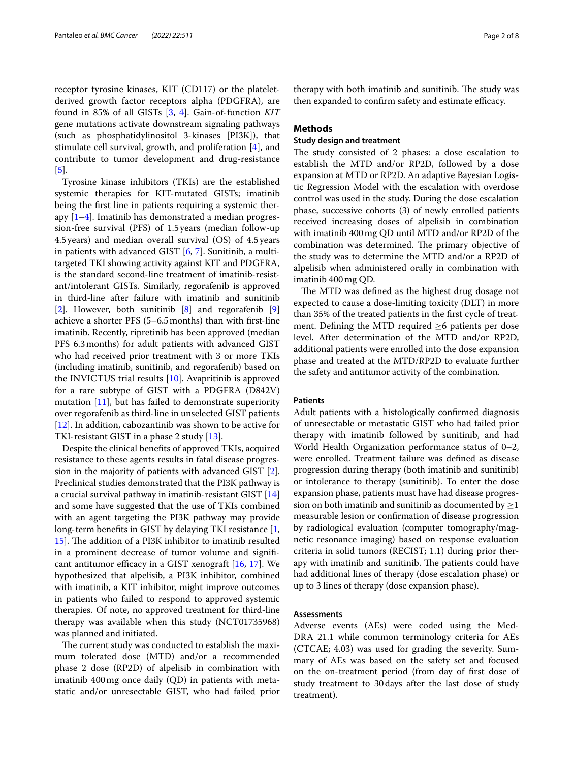receptor tyrosine kinases, KIT (CD117) or the platelet-derived growth factor receptors alpha (PDGFRA), are found in 85% of all GISTs [3, 4]. Gain-of-function *KIT* gene mutations activate downstream signaling pathways (such as phosphatidylinositol 3-kinases [PI3K]), that stimulate cell survival, growth, and proliferation [4], and contribute to tumor development and drug-resistance [5].

Tyrosine kinase inhibitors (TKIs) are the established systemic therapies for KIT-mutated GISTs; imatinib being the first line in patients requiring a systemic therapy [1–4]. Imatinib has demonstrated a median progression-free survival (PFS) of 1.5 years (median follow-up 4.5 years) and median overall survival (OS) of 4.5 years in patients with advanced GIST [6, 7]. Sunitinib, a multi-targeted TKI showing activity against KIT and PDGFRA, is the standard second-line treatment of imatinib-resistant/intolerant GISTs. Similarly, regorafenib is approved in third-line after failure with imatinib and sunitinib [2]. However, both sunitinib [8] and regorafenib [9] achieve a shorter PFS (5–6.5 months) than with first-line imatinib. Recently, ripretinib has been approved (median PFS 6.3 months) for adult patients with advanced GIST who had received prior treatment with 3 or more TKIs (including imatinib, sunitinib, and regorafenib) based on the INVICTUS trial results [10]. Avapritinib is approved for a rare subtype of GIST with a PDGFRA (D842V) mutation [11], but has failed to demonstrate superiority over regorafenib as third-line in unselected GIST patients [12]. In addition, cabozantinib was shown to be active for TKI-resistant GIST in a phase 2 study [13].

Despite the clinical benefits of approved TKIs, acquired resistance to these agents results in fatal disease progression in the majority of patients with advanced GIST [2]. Preclinical studies demonstrated that the PI3K pathway is a crucial survival pathway in imatinib-resistant GIST [14] and some have suggested that the use of TKIs combined with an agent targeting the PI3K pathway may provide long-term benefits in GIST by delaying TKI resistance [1, 15]. The addition of a PI3K inhibitor to imatinib resulted in a prominent decrease of tumor volume and significant antitumor efficacy in a GIST xenograft [16, 17]. We hypothesized that alpelisib, a PI3K inhibitor, combined with imatinib, a KIT inhibitor, might improve outcomes in patients who failed to respond to approved systemic therapies. Of note, no approved treatment for third-line therapy was available when this study (NCT01735968) was planned and initiated.

The current study was conducted to establish the maximum tolerated dose (MTD) and/or a recommended phase 2 dose (RP2D) of alpelisib in combination with imatinib 400 mg once daily (QD) in patients with metastatic and/or unresectable GIST, who had failed prior therapy with both imatinib and sunitinib. The study was then expanded to confirm safety and estimate efficacy.

## Methods

### Study design and treatment

The study consisted of 2 phases: a dose escalation to establish the MTD and/or RP2D, followed by a dose expansion at MTD or RP2D. An adaptive Bayesian Logistic Regression Model with the escalation with overdose control was used in the study. During the dose escalation phase, successive cohorts (3) of newly enrolled patients received increasing doses of alpelisib in combination with imatinib 400 mg QD until MTD and/or RP2D of the combination was determined. The primary objective of the study was to determine the MTD and/or a RP2D of alpelisib when administered orally in combination with imatinib 400 mg QD.

The MTD was defined as the highest drug dosage not expected to cause a dose-limiting toxicity (DLT) in more than 35% of the treated patients in the first cycle of treatment. Defining the MTD required ≥6 patients per dose level. After determination of the MTD and/or RP2D, additional patients were enrolled into the dose expansion phase and treated at the MTD/RP2D to evaluate further the safety and antitumor activity of the combination.

### Patients

Adult patients with a histologically confirmed diagnosis of unresectable or metastatic GIST who had failed prior therapy with imatinib followed by sunitinib, and had World Health Organization performance status of 0–2, were enrolled. Treatment failure was defined as disease progression during therapy (both imatinib and sunitinib) or intolerance to therapy (sunitinib). To enter the dose expansion phase, patients must have had disease progression on both imatinib and sunitinib as documented by ≥1 measurable lesion or confirmation of disease progression by radiological evaluation (computer tomography/magnetic resonance imaging) based on response evaluation criteria in solid tumors (RECIST; 1.1) during prior therapy with imatinib and sunitinib. The patients could have had additional lines of therapy (dose escalation phase) or up to 3 lines of therapy (dose expansion phase).

### Assessments

Adverse events (AEs) were coded using the MedDRA 21.1 while common terminology criteria for AEs (CTCAE; 4.03) was used for grading the severity. Summary of AEs was based on the safety set and focused on the on-treatment period (from day of first dose of study treatment to 30 days after the last dose of study treatment).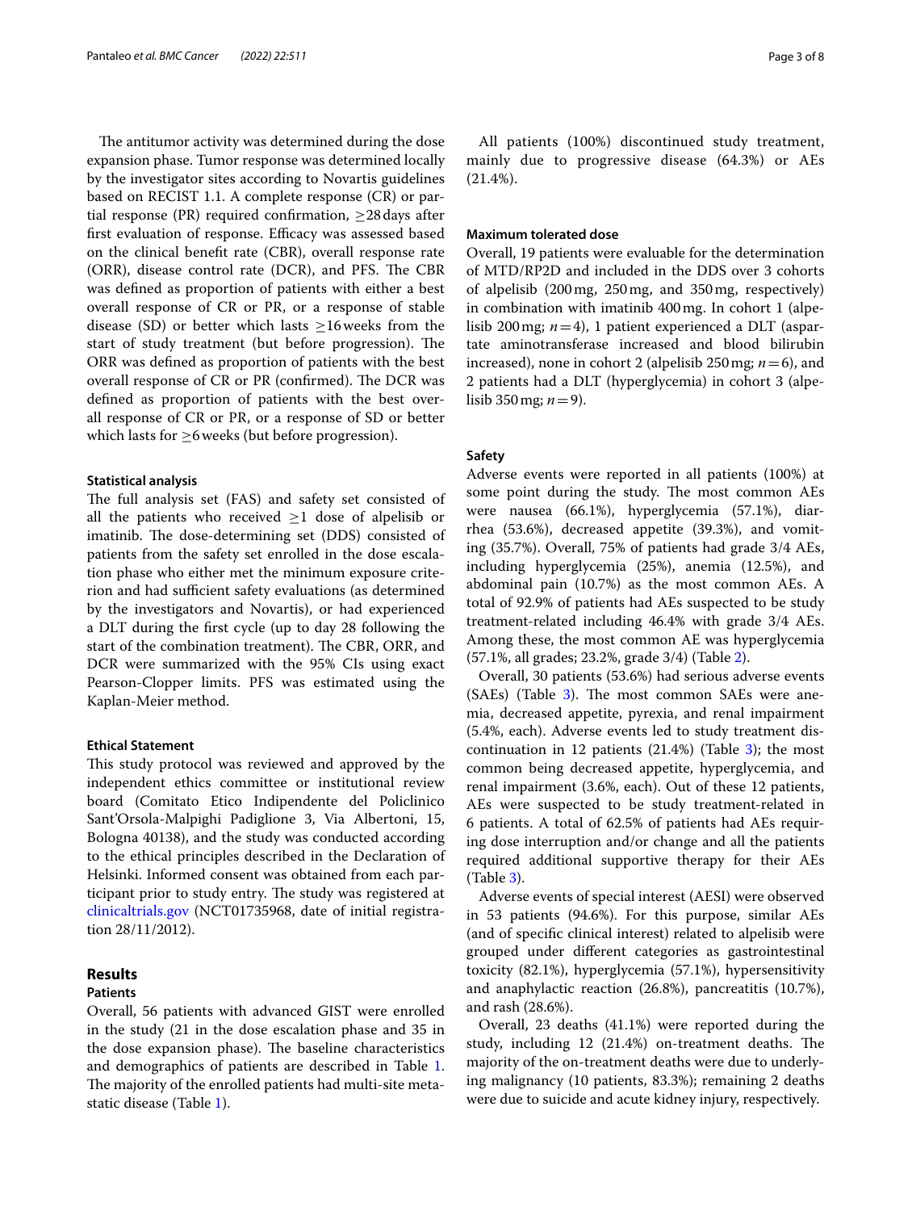The antitumor activity was determined during the dose expansion phase. Tumor response was determined locally by the investigator sites according to Novartis guidelines based on RECIST 1.1. A complete response (CR) or partial response (PR) required confirmation, ≥28 days after first evaluation of response. Efficacy was assessed based on the clinical benefit rate (CBR), overall response rate (ORR), disease control rate (DCR), and PFS. The CBR was defined as proportion of patients with either a best overall response of CR or PR, or a response of stable disease (SD) or better which lasts ≥16 weeks from the start of study treatment (but before progression). The ORR was defined as proportion of patients with the best overall response of CR or PR (confirmed). The DCR was defined as proportion of patients with the best overall response of CR or PR, or a response of SD or better which lasts for ≥6 weeks (but before progression).

#### Statistical analysis

The full analysis set (FAS) and safety set consisted of all the patients who received ≥1 dose of alpelisib or imatinib. The dose-determining set (DDS) consisted of patients from the safety set enrolled in the dose escalation phase who either met the minimum exposure criterion and had sufficient safety evaluations (as determined by the investigators and Novartis), or had experienced a DLT during the first cycle (up to day 28 following the start of the combination treatment). The CBR, ORR, and DCR were summarized with the 95% CIs using exact Pearson-Clopper limits. PFS was estimated using the Kaplan-Meier method.

#### Ethical Statement

This study protocol was reviewed and approved by the independent ethics committee or institutional review board (Comitato Etico Indipendente del Policlinico Sant'Orsola-Malpighi Padiglione 3, Via Albertoni, 15, Bologna 40138), and the study was conducted according to the ethical principles described in the Declaration of Helsinki. Informed consent was obtained from each participant prior to study entry. The study was registered at clinicaltrials.gov (NCT01735968, date of initial registration 28/11/2012).

## Results

#### Patients

Overall, 56 patients with advanced GIST were enrolled in the study (21 in the dose escalation phase and 35 in the dose expansion phase). The baseline characteristics and demographics of patients are described in Table 1. The majority of the enrolled patients had multi-site metastatic disease (Table 1).

All patients (100%) discontinued study treatment, mainly due to progressive disease (64.3%) or AEs (21.4%).

#### Maximum tolerated dose

Overall, 19 patients were evaluable for the determination of MTD/RP2D and included in the DDS over 3 cohorts of alpelisib (200 mg, 250 mg, and 350 mg, respectively) in combination with imatinib 400 mg. In cohort 1 (alpelisib 200 mg; $n=4$), 1 patient experienced a DLT (aspartate aminotransferase increased and blood bilirubin increased), none in cohort 2 (alpelisib 250 mg; $n=6$), and 2 patients had a DLT (hyperglycemia) in cohort 3 (alpelisib 350 mg; $n=9$).

#### Safety

Adverse events were reported in all patients (100%) at some point during the study. The most common AEs were nausea (66.1%), hyperglycemia (57.1%), diarrhea (53.6%), decreased appetite (39.3%), and vomiting (35.7%). Overall, 75% of patients had grade 3/4 AEs, including hyperglycemia (25%), anemia (12.5%), and abdominal pain (10.7%) as the most common AEs. A total of 92.9% of patients had AEs suspected to be study treatment-related including 46.4% with grade 3/4 AEs. Among these, the most common AE was hyperglycemia (57.1%, all grades; 23.2%, grade 3/4) (Table 2).

Overall, 30 patients (53.6%) had serious adverse events (SAEs) (Table 3). The most common SAEs were anemia, decreased appetite, pyrexia, and renal impairment (5.4%, each). Adverse events led to study treatment discontinuation in 12 patients (21.4%) (Table 3); the most common being decreased appetite, hyperglycemia, and renal impairment (3.6%, each). Out of these 12 patients, AEs were suspected to be study treatment-related in 6 patients. A total of 62.5% of patients had AEs requiring dose interruption and/or change and all the patients required additional supportive therapy for their AEs (Table 3).

Adverse events of special interest (AESI) were observed in 53 patients (94.6%). For this purpose, similar AEs (and of specific clinical interest) related to alpelisib were grouped under different categories as gastrointestinal toxicity (82.1%), hyperglycemia (57.1%), hypersensitivity and anaphylactic reaction (26.8%), pancreatitis (10.7%), and rash (28.6%).

Overall, 23 deaths (41.1%) were reported during the study, including 12 (21.4%) on-treatment deaths. The majority of the on-treatment deaths were due to underlying malignancy (10 patients, 83.3%); remaining 2 deaths were due to suicide and acute kidney injury, respectively.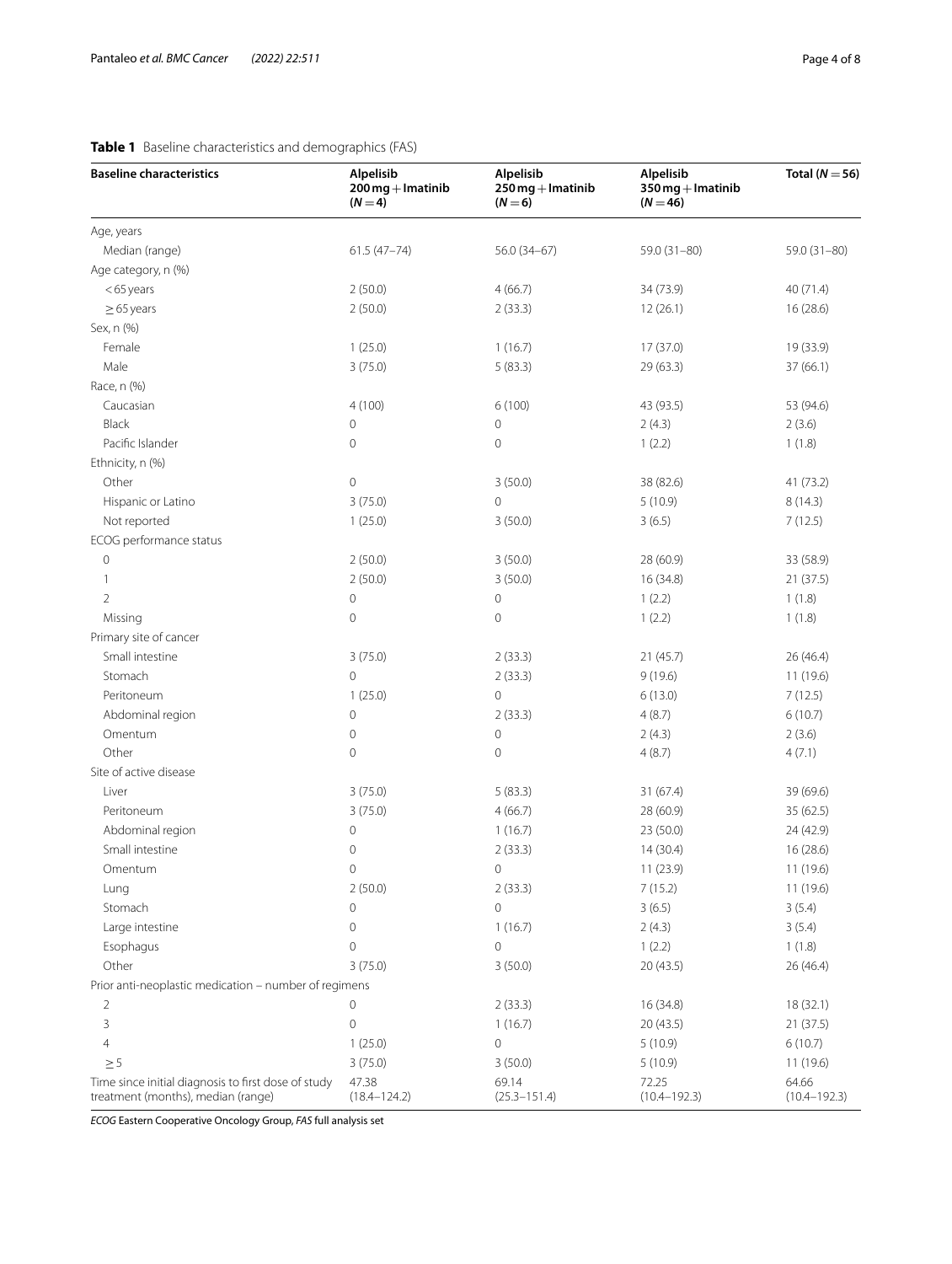**Table 1** Baseline characteristics and demographics (FAS)

| Baseline characteristics | Alpelisib 200 mg + Imatinib (N = 4) | Alpelisib 250 mg + Imatinib (N = 6) | Alpelisib 350 mg + Imatinib (N = 46) | Total (N = 56) |
|---|---|---|---|---|
| Age, years | | | | |
| Median (range) | 61.5 (47–74) | 56.0 (34–67) | 59.0 (31–80) | 59.0 (31–80) |
| Age category, n (%) | | | | |
| < 65 years | 2 (50.0) | 4 (66.7) | 34 (73.9) | 40 (71.4) |
| ≥ 65 years | 2 (50.0) | 2 (33.3) | 12 (26.1) | 16 (28.6) |
| Sex, n (%) | | | | |
| Female | 1 (25.0) | 1 (16.7) | 17 (37.0) | 19 (33.9) |
| Male | 3 (75.0) | 5 (83.3) | 29 (63.3) | 37 (66.1) |
| Race, n (%) | | | | |
| Caucasian | 4 (100) | 6 (100) | 43 (93.5) | 53 (94.6) |
| Black | 0 | 0 | 2 (4.3) | 2 (3.6) |
| Pacific Islander | 0 | 0 | 1 (2.2) | 1 (1.8) |
| Ethnicity, n (%) | | | | |
| Other | 0 | 3 (50.0) | 38 (82.6) | 41 (73.2) |
| Hispanic or Latino | 3 (75.0) | 0 | 5 (10.9) | 8 (14.3) |
| Not reported | 1 (25.0) | 3 (50.0) | 3 (6.5) | 7 (12.5) |
| ECOG performance status | | | | |
| 0 | 2 (50.0) | 3 (50.0) | 28 (60.9) | 33 (58.9) |
| 1 | 2 (50.0) | 3 (50.0) | 16 (34.8) | 21 (37.5) |
| 2 | 0 | 0 | 1 (2.2) | 1 (1.8) |
| Missing | 0 | 0 | 1 (2.2) | 1 (1.8) |
| Primary site of cancer | | | | |
| Small intestine | 3 (75.0) | 2 (33.3) | 21 (45.7) | 26 (46.4) |
| Stomach | 0 | 2 (33.3) | 9 (19.6) | 11 (19.6) |
| Peritoneum | 1 (25.0) | 0 | 6 (13.0) | 7 (12.5) |
| Abdominal region | 0 | 2 (33.3) | 4 (8.7) | 6 (10.7) |
| Omentum | 0 | 0 | 2 (4.3) | 2 (3.6) |
| Other | 0 | 0 | 4 (8.7) | 4 (7.1) |
| Site of active disease | | | | |
| Liver | 3 (75.0) | 5 (83.3) | 31 (67.4) | 39 (69.6) |
| Peritoneum | 3 (75.0) | 4 (66.7) | 28 (60.9) | 35 (62.5) |
| Abdominal region | 0 | 1 (16.7) | 23 (50.0) | 24 (42.9) |
| Small intestine | 0 | 2 (33.3) | 14 (30.4) | 16 (28.6) |
| Omentum | 0 | 0 | 11 (23.9) | 11 (19.6) |
| Lung | 2 (50.0) | 2 (33.3) | 7 (15.2) | 11 (19.6) |
| Stomach | 0 | 0 | 3 (6.5) | 3 (5.4) |
| Large intestine | 0 | 1 (16.7) | 2 (4.3) | 3 (5.4) |
| Esophagus | 0 | 0 | 1 (2.2) | 1 (1.8) |
| Other | 3 (75.0) | 3 (50.0) | 20 (43.5) | 26 (46.4) |
| Prior anti-neoplastic medication – number of regimens | | | | |
| 2 | 0 | 2 (33.3) | 16 (34.8) | 18 (32.1) |
| 3 | 0 | 1 (16.7) | 20 (43.5) | 21 (37.5) |
| 4 | 1 (25.0) | 0 | 5 (10.9) | 6 (10.7) |
| ≥ 5 | 3 (75.0) | 3 (50.0) | 5 (10.9) | 11 (19.6) |
| Time since initial diagnosis to first dose of study treatment (months), median (range) | 47.38 (18.4–124.2) | 69.14 (25.3–151.4) | 72.25 (10.4–192.3) | 64.66 (10.4–192.3) |

*ECOG* Eastern Cooperative Oncology Group, *FAS* full analysis set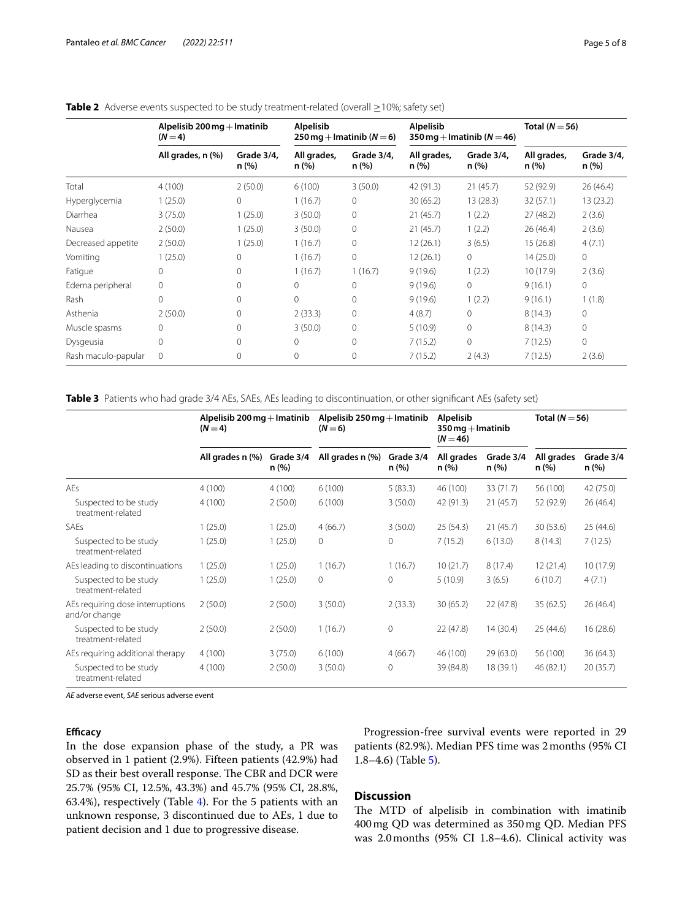**Table 2** Adverse events suspected to be study treatment-related (overall ≥10%; safety set)

| | Alpelisib 200 mg + Imatinib (N = 4) | | Alpelisib 250 mg + Imatinib (N = 6) | | Alpelisib 350 mg + Imatinib (N = 46) | | Total (N = 56) | |
|---|---|---|---|---|---|---|---|---|
| | All grades, n (%) | Grade 3/4, n (%) | All grades, n (%) | Grade 3/4, n (%) | All grades, n (%) | Grade 3/4, n (%) | All grades, n (%) | Grade 3/4, n (%) |
| Total | 4 (100) | 2 (50.0) | 6 (100) | 3 (50.0) | 42 (91.3) | 21 (45.7) | 52 (92.9) | 26 (46.4) |
| Hyperglycemia | 1 (25.0) | 0 | 1 (16.7) | 0 | 30 (65.2) | 13 (28.3) | 32 (57.1) | 13 (23.2) |
| Diarrhea | 3 (75.0) | 1 (25.0) | 3 (50.0) | 0 | 21 (45.7) | 1 (2.2) | 27 (48.2) | 2 (3.6) |
| Nausea | 2 (50.0) | 1 (25.0) | 3 (50.0) | 0 | 21 (45.7) | 1 (2.2) | 26 (46.4) | 2 (3.6) |
| Decreased appetite | 2 (50.0) | 1 (25.0) | 1 (16.7) | 0 | 12 (26.1) | 3 (6.5) | 15 (26.8) | 4 (7.1) |
| Vomiting | 1 (25.0) | 0 | 1 (16.7) | 0 | 12 (26.1) | 0 | 14 (25.0) | 0 |
| Fatigue | 0 | 0 | 1 (16.7) | 1 (16.7) | 9 (19.6) | 1 (2.2) | 10 (17.9) | 2 (3.6) |
| Edema peripheral | 0 | 0 | 0 | 0 | 9 (19.6) | 0 | 9 (16.1) | 0 |
| Rash | 0 | 0 | 0 | 0 | 9 (19.6) | 1 (2.2) | 9 (16.1) | 1 (1.8) |
| Asthenia | 2 (50.0) | 0 | 2 (33.3) | 0 | 4 (8.7) | 0 | 8 (14.3) | 0 |
| Muscle spasms | 0 | 0 | 3 (50.0) | 0 | 5 (10.9) | 0 | 8 (14.3) | 0 |
| Dysgeusia | 0 | 0 | 0 | 0 | 7 (15.2) | 0 | 7 (12.5) | 0 |
| Rash maculo-papular | 0 | 0 | 0 | 0 | 7 (15.2) | 2 (4.3) | 7 (12.5) | 2 (3.6) |

**Table 3** Patients who had grade 3/4 AEs, SAEs, AEs leading to discontinuation, or other significant AEs (safety set)

| | Alpelisib 200 mg + Imatinib (N = 4) | | Alpelisib 250 mg + Imatinib (N = 6) | | Alpelisib 350 mg + Imatinib (N = 46) | | Total (N = 56) | |
|---|---|---|---|---|---|---|---|---|
| | All grades n (%) | Grade 3/4 n (%) | All grades n (%) | Grade 3/4 n (%) | All grades n (%) | Grade 3/4 n (%) | All grades n (%) | Grade 3/4 n (%) |
| AEs | 4 (100) | 4 (100) | 6 (100) | 5 (83.3) | 46 (100) | 33 (71.7) | 56 (100) | 42 (75.0) |
| Suspected to be study treatment-related | 4 (100) | 2 (50.0) | 6 (100) | 3 (50.0) | 42 (91.3) | 21 (45.7) | 52 (92.9) | 26 (46.4) |
| SAEs | 1 (25.0) | 1 (25.0) | 4 (66.7) | 3 (50.0) | 25 (54.3) | 21 (45.7) | 30 (53.6) | 25 (44.6) |
| Suspected to be study treatment-related | 1 (25.0) | 1 (25.0) | 0 | 0 | 7 (15.2) | 6 (13.0) | 8 (14.3) | 7 (12.5) |
| AEs leading to discontinuations | 1 (25.0) | 1 (25.0) | 1 (16.7) | 1 (16.7) | 10 (21.7) | 8 (17.4) | 12 (21.4) | 10 (17.9) |
| Suspected to be study treatment-related | 1 (25.0) | 1 (25.0) | 0 | 0 | 5 (10.9) | 3 (6.5) | 6 (10.7) | 4 (7.1) |
| AEs requiring dose interruptions and/or change | 2 (50.0) | 2 (50.0) | 3 (50.0) | 2 (33.3) | 30 (65.2) | 22 (47.8) | 35 (62.5) | 26 (46.4) |
| Suspected to be study treatment-related | 2 (50.0) | 2 (50.0) | 1 (16.7) | 0 | 22 (47.8) | 14 (30.4) | 25 (44.6) | 16 (28.6) |
| AEs requiring additional therapy | 4 (100) | 3 (75.0) | 6 (100) | 4 (66.7) | 46 (100) | 29 (63.0) | 56 (100) | 36 (64.3) |
| Suspected to be study treatment-related | 4 (100) | 2 (50.0) | 3 (50.0) | 0 | 39 (84.8) | 18 (39.1) | 46 (82.1) | 20 (35.7) |

*AE* adverse event, *SAE* serious adverse event

### Efficacy

In the dose expansion phase of the study, a PR was observed in 1 patient (2.9%). Fifteen patients (42.9%) had SD as their best overall response. The CBR and DCR were 25.7% (95% CI, 12.5%, 43.3%) and 45.7% (95% CI, 28.8%, 63.4%), respectively (Table 4). For the 5 patients with an unknown response, 3 discontinued due to AEs, 1 due to patient decision and 1 due to progressive disease.

Progression-free survival events were reported in 29 patients (82.9%). Median PFS time was 2 months (95% CI 1.8–4.6) (Table 5).

## Discussion

The MTD of alpelisib in combination with imatinib 400 mg QD was determined as 350 mg QD. Median PFS was 2.0 months (95% CI 1.8–4.6). Clinical activity was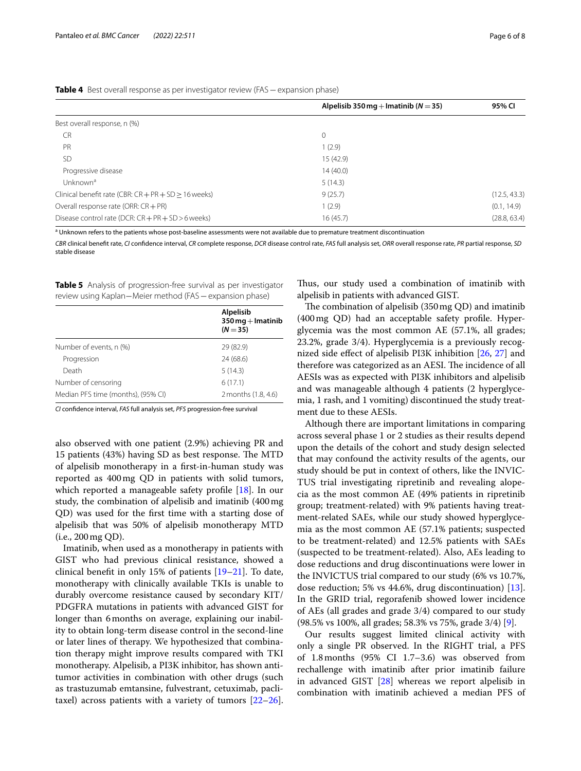**Table 4** Best overall response as per investigator review (FAS — expansion phase)

| | Alpelisib 350 mg + Imatinib (N = 35) | 95% CI |
|---|---|---|
| Best overall response, n (%) | | |
| CR | 0 | |
| PR | 1 (2.9) | |
| SD | 15 (42.9) | |
| Progressive disease | 14 (40.0) | |
| Unknown[a] | 5 (14.3) | |
| Clinical benefit rate (CBR: CR + PR + SD ≥ 16 weeks) | 9 (25.7) | (12.5, 43.3) |
| Overall response rate (ORR: CR + PR) | 1 (2.9) | (0.1, 14.9) |
| Disease control rate (DCR: CR + PR + SD > 6 weeks) | 16 (45.7) | (28.8, 63.4) |

[a] Unknown refers to the patients whose post-baseline assessments were not available due to premature treatment discontinuation

*CBR* clinical benefit rate, *CI* confidence interval, *CR* complete response, *DCR* disease control rate, *FAS* full analysis set, *ORR* overall response rate, *PR* partial response, *SD* stable disease

**Table 5** Analysis of progression-free survival as per investigator review using Kaplan—Meier method (FAS — expansion phase)

| | Alpelisib 350 mg + Imatinib (N = 35) |
|---|---|
| Number of events, n (%) | 29 (82.9) |
| Progression | 24 (68.6) |
| Death | 5 (14.3) |
| Number of censoring | 6 (17.1) |
| Median PFS time (months), (95% CI) | 2 months (1.8, 4.6) |

*CI* confidence interval, *FAS* full analysis set, *PFS* progression-free survival

also observed with one patient (2.9%) achieving PR and 15 patients (43%) having SD as best response. The MTD of alpelisib monotherapy in a first-in-human study was reported as 400 mg QD in patients with solid tumors, which reported a manageable safety profile [18]. In our study, the combination of alpelisib and imatinib (400 mg QD) was used for the first time with a starting dose of alpelisib that was 50% of alpelisib monotherapy MTD (i.e., 200 mg QD).

Imatinib, when used as a monotherapy in patients with GIST who had previous clinical resistance, showed a clinical benefit in only 15% of patients [19–21]. To date, monotherapy with clinically available TKIs is unable to durably overcome resistance caused by secondary KIT/PDGFRA mutations in patients with advanced GIST for longer than 6 months on average, explaining our inability to obtain long-term disease control in the second-line or later lines of therapy. We hypothesized that combination therapy might improve results compared with TKI monotherapy. Alpelisib, a PI3K inhibitor, has shown antitumor activities in combination with other drugs (such as trastuzumab emtansine, fulvestrant, cetuximab, paclitaxel) across patients with a variety of tumors [22–26]. Thus, our study used a combination of imatinib with alpelisib in patients with advanced GIST.

The combination of alpelisib (350 mg QD) and imatinib (400 mg QD) had an acceptable safety profile. Hyperglycemia was the most common AE (57.1%, all grades; 23.2%, grade 3/4). Hyperglycemia is a previously recognized side effect of alpelisib PI3K inhibition [26, 27] and therefore was categorized as an AESI. The incidence of all AESIs was as expected with PI3K inhibitors and alpelisib and was manageable although 4 patients (2 hyperglycemia, 1 rash, and 1 vomiting) discontinued the study treatment due to these AESIs.

Although there are important limitations in comparing across several phase 1 or 2 studies as their results depend upon the details of the cohort and study design selected that may confound the activity results of the agents, our study should be put in context of others, like the INVICTUS trial investigating ripretinib and revealing alopecia as the most common AE (49% patients in ripretinib group; treatment-related) with 9% patients having treatment-related SAEs, while our study showed hyperglycemia as the most common AE (57.1% patients; suspected to be treatment-related) and 12.5% patients with SAEs (suspected to be treatment-related). Also, AEs leading to dose reductions and drug discontinuations were lower in the INVICTUS trial compared to our study (6% vs 10.7%, dose reduction; 5% vs 44.6%, drug discontinuation) [13]. In the GRID trial, regorafenib showed lower incidence of AEs (all grades and grade 3/4) compared to our study (98.5% vs 100%, all grades; 58.3% vs 75%, grade 3/4) [9].

Our results suggest limited clinical activity with only a single PR observed. In the RIGHT trial, a PFS of 1.8 months (95% CI 1.7–3.6) was observed from rechallenge with imatinib after prior imatinib failure in advanced GIST [28] whereas we report alpelisib in combination with imatinib achieved a median PFS of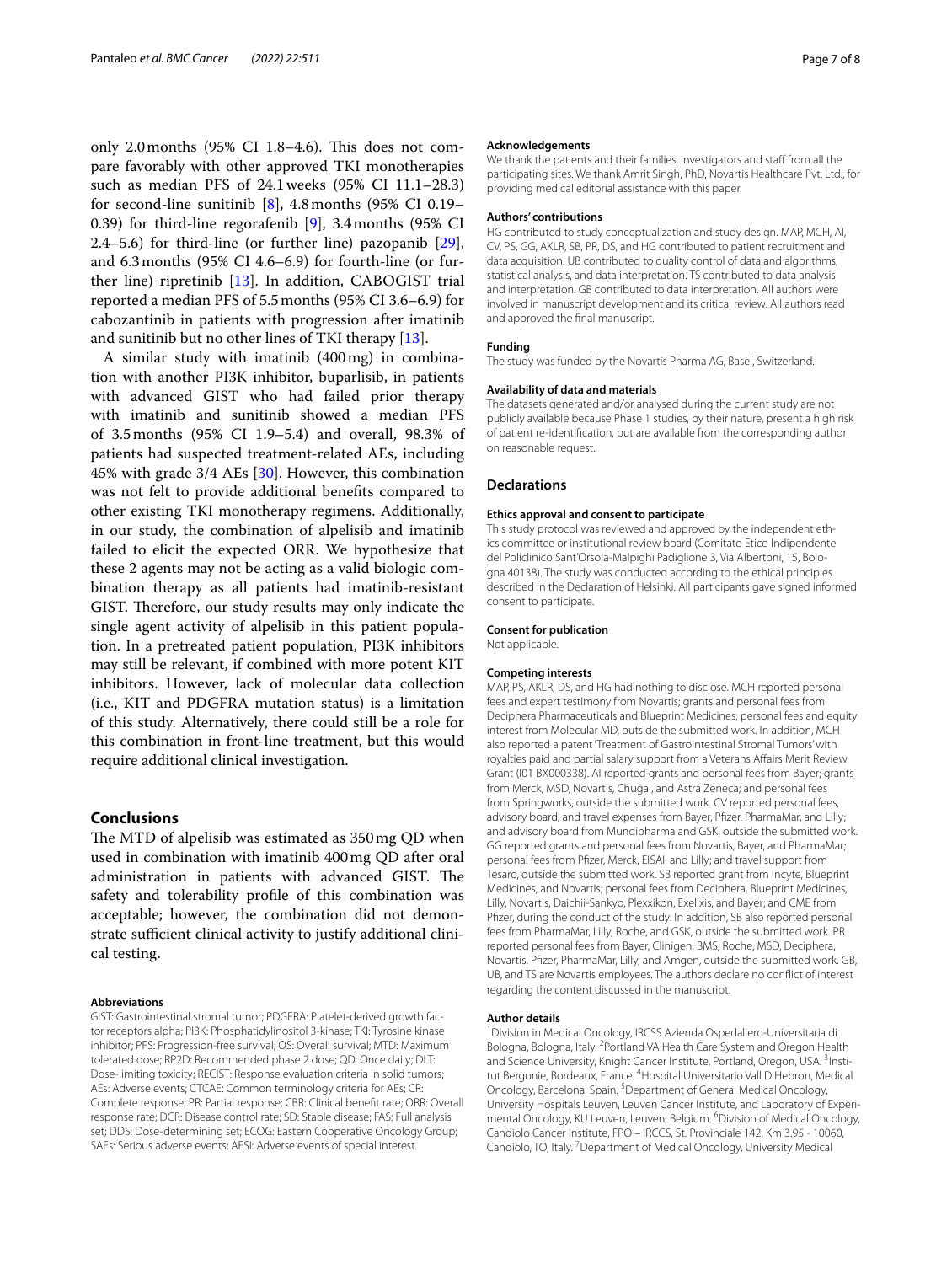only 2.0 months (95% CI 1.8–4.6). This does not compare favorably with other approved TKI monotherapies such as median PFS of 24.1 weeks (95% CI 11.1–28.3) for second-line sunitinib [8], 4.8 months (95% CI 0.19–0.39) for third-line regorafenib [9], 3.4 months (95% CI 2.4–5.6) for third-line (or further line) pazopanib [29], and 6.3 months (95% CI 4.6–6.9) for fourth-line (or further line) ripretinib [13]. In addition, CABOGIST trial reported a median PFS of 5.5 months (95% CI 3.6–6.9) for cabozantinib in patients with progression after imatinib and sunitinib but no other lines of TKI therapy [13].

A similar study with imatinib (400 mg) in combination with another PI3K inhibitor, buparlisib, in patients with advanced GIST who had failed prior therapy with imatinib and sunitinib showed a median PFS of 3.5 months (95% CI 1.9–5.4) and overall, 98.3% of patients had suspected treatment-related AEs, including 45% with grade 3/4 AEs [30]. However, this combination was not felt to provide additional benefits compared to other existing TKI monotherapy regimens. Additionally, in our study, the combination of alpelisib and imatinib failed to elicit the expected ORR. We hypothesize that these 2 agents may not be acting as a valid biologic combination therapy as all patients had imatinib-resistant GIST. Therefore, our study results may only indicate the single agent activity of alpelisib in this patient population. In a pretreated patient population, PI3K inhibitors may still be relevant, if combined with more potent KIT inhibitors. However, lack of molecular data collection (i.e., KIT and PDGFRA mutation status) is a limitation of this study. Alternatively, there could still be a role for this combination in front-line treatment, but this would require additional clinical investigation.

## Conclusions

The MTD of alpelisib was estimated as 350 mg QD when used in combination with imatinib 400 mg QD after oral administration in patients with advanced GIST. The safety and tolerability profile of this combination was acceptable; however, the combination did not demonstrate sufficient clinical activity to justify additional clinical testing.

#### Abbreviations

GIST: Gastrointestinal stromal tumor; PDGFRA: Platelet-derived growth factor receptors alpha; PI3K: Phosphatidylinositol 3-kinase; TKI: Tyrosine kinase inhibitor; PFS: Progression-free survival; OS: Overall survival; MTD: Maximum tolerated dose; RP2D: Recommended phase 2 dose; QD: Once daily; DLT: Dose-limiting toxicity; RECIST: Response evaluation criteria in solid tumors; AEs: Adverse events; CTCAE: Common terminology criteria for AEs; CR: Complete response; PR: Partial response; CBR: Clinical benefit rate; ORR: Overall response rate; DCR: Disease control rate; SD: Stable disease; FAS: Full analysis set; DDS: Dose-determining set; ECOG: Eastern Cooperative Oncology Group; SAEs: Serious adverse events; AESI: Adverse events of special interest.

#### Acknowledgements

We thank the patients and their families, investigators and staff from all the participating sites. We thank Amrit Singh, PhD, Novartis Healthcare Pvt. Ltd., for providing medical editorial assistance with this paper.

#### Authors' contributions

HG contributed to study conceptualization and study design. MAP, MCH, AI, CV, PS, GG, AKLR, SB, PR, DS, and HG contributed to patient recruitment and data acquisition. UB contributed to quality control of data and algorithms, statistical analysis, and data interpretation. TS contributed to data analysis and interpretation. GB contributed to data interpretation. All authors were involved in manuscript development and its critical review. All authors read and approved the final manuscript.

#### Funding

The study was funded by the Novartis Pharma AG, Basel, Switzerland.

#### Availability of data and materials

The datasets generated and/or analysed during the current study are not publicly available because Phase 1 studies, by their nature, present a high risk of patient re-identification, but are available from the corresponding author on reasonable request.

### Declarations

#### Ethics approval and consent to participate

This study protocol was reviewed and approved by the independent ethics committee or institutional review board (Comitato Etico Indipendente del Policlinico Sant'Orsola-Malpighi Padiglione 3, Via Albertoni, 15, Bologna 40138). The study was conducted according to the ethical principles described in the Declaration of Helsinki. All participants gave signed informed consent to participate.

#### Consent for publication

Not applicable.

#### Competing interests

MAP, PS, AKLR, DS, and HG had nothing to disclose. MCH reported personal fees and expert testimony from Novartis; grants and personal fees from Deciphera Pharmaceuticals and Blueprint Medicines; personal fees and equity interest from Molecular MD, outside the submitted work. In addition, MCH also reported a patent 'Treatment of Gastrointestinal Stromal Tumors' with royalties paid and partial salary support from a Veterans Affairs Merit Review Grant (I01 BX000338). AI reported grants and personal fees from Bayer; grants from Merck, MSD, Novartis, Chugai, and Astra Zeneca; and personal fees from Springworks, outside the submitted work. CV reported personal fees, advisory board, and travel expenses from Bayer, Pfizer, PharmaMar, and Lilly; and advisory board from Mundipharma and GSK, outside the submitted work. GG reported grants and personal fees from Novartis, Bayer, and PharmaMar; personal fees from Pfizer, Merck, EISAI, and Lilly; and travel support from Tesaro, outside the submitted work. SB reported grant from Incyte, Blueprint Medicines, and Novartis; personal fees from Deciphera, Blueprint Medicines, Lilly, Novartis, Daichii-Sankyo, Plexxikon, Exelixis, and Bayer; and CME from Pfizer, during the conduct of the study. In addition, SB also reported personal fees from PharmaMar, Lilly, Roche, and GSK, outside the submitted work. PR reported personal fees from Bayer, Clinigen, BMS, Roche, MSD, Deciphera, Novartis, Pfizer, PharmaMar, Lilly, and Amgen, outside the submitted work. GB, UB, and TS are Novartis employees. The authors declare no conflict of interest regarding the content discussed in the manuscript.

#### Author details

[1]Division in Medical Oncology, IRCSS Azienda Ospedaliero-Universitaria di Bologna, Bologna, Italy. [2]Portland VA Health Care System and Oregon Health and Science University, Knight Cancer Institute, Portland, Oregon, USA. [3]Institut Bergonie, Bordeaux, France. [4]Hospital Universitario Vall D Hebron, Medical Oncology, Barcelona, Spain. [5]Department of General Medical Oncology, University Hospitals Leuven, Leuven Cancer Institute, and Laboratory of Experimental Oncology, KU Leuven, Leuven, Belgium. [6]Division of Medical Oncology, Candiolo Cancer Institute, FPO – IRCCS, St. Provinciale 142, Km 3.95 - 10060, Candiolo, TO, Italy. [7]Department of Medical Oncology, University Medical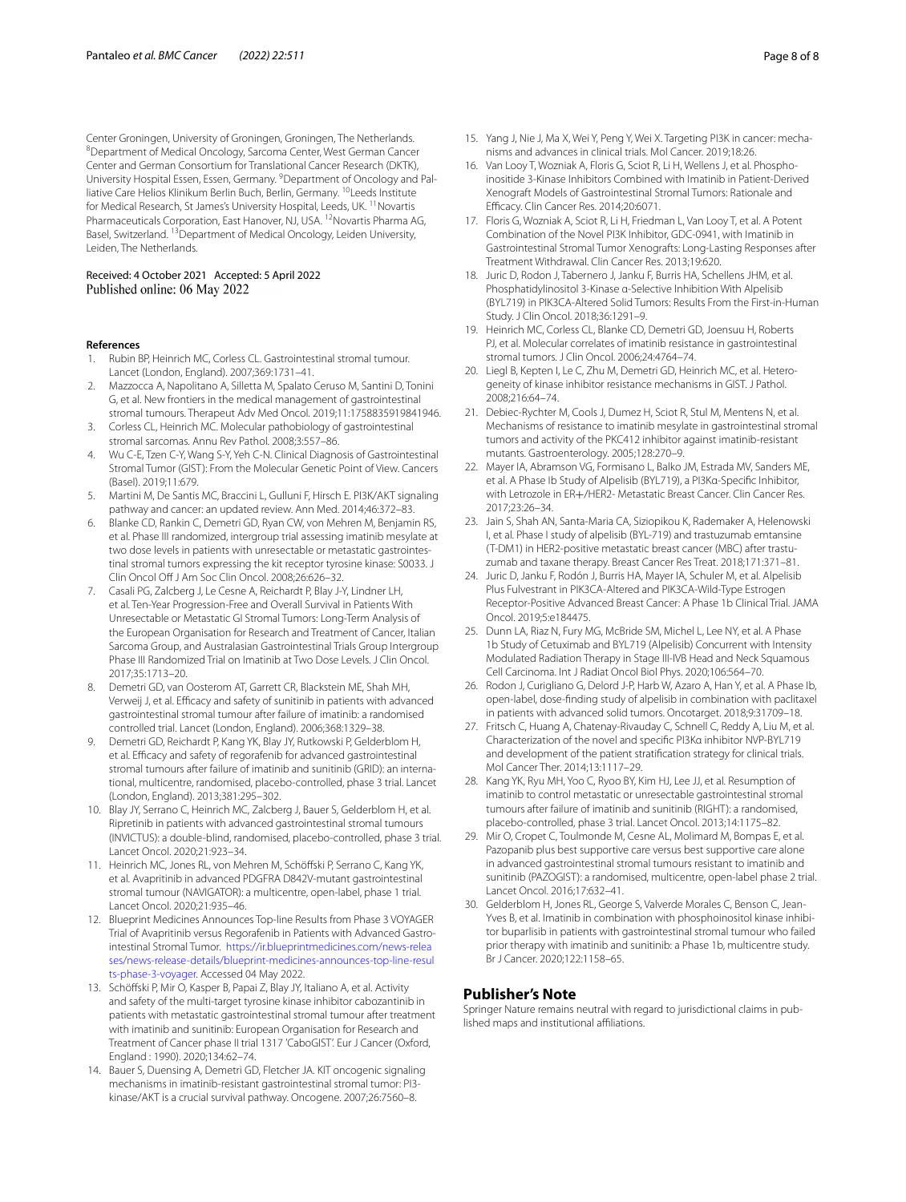Center Groningen, University of Groningen, Groningen, The Netherlands. [8]Department of Medical Oncology, Sarcoma Center, West German Cancer Center and German Consortium for Translational Cancer Research (DKTK), University Hospital Essen, Essen, Germany. [9]Department of Oncology and Palliative Care Helios Klinikum Berlin Buch, Berlin, Germany. [10]Leeds Institute for Medical Research, St James's University Hospital, Leeds, UK. [11]Novartis Pharmaceuticals Corporation, East Hanover, NJ, USA. [12]Novartis Pharma AG, Basel, Switzerland. [13]Department of Medical Oncology, Leiden University, Leiden, The Netherlands.

Received: 4 October 2021 Accepted: 5 April 2022
Published online: 06 May 2022

## References

1. Rubin BP, Heinrich MC, Corless CL. Gastrointestinal stromal tumour. Lancet (London, England). 2007;369:1731–41.
2. Mazzocca A, Napolitano A, Silletta M, Spalato Ceruso M, Santini D, Tonini G, et al. New frontiers in the medical management of gastrointestinal stromal tumours. Therapeut Adv Med Oncol. 2019;11:1758835919841946.
3. Corless CL, Heinrich MC. Molecular pathobiology of gastrointestinal stromal sarcomas. Annu Rev Pathol. 2008;3:557–86.
4. Wu C-E, Tzen C-Y, Wang S-Y, Yeh C-N. Clinical Diagnosis of Gastrointestinal Stromal Tumor (GIST): From the Molecular Genetic Point of View. Cancers (Basel). 2019;11:679.
5. Martini M, De Santis MC, Braccini L, Gulluni F, Hirsch E. PI3K/AKT signaling pathway and cancer: an updated review. Ann Med. 2014;46:372–83.
6. Blanke CD, Rankin C, Demetri GD, Ryan CW, von Mehren M, Benjamin RS, et al. Phase III randomized, intergroup trial assessing imatinib mesylate at two dose levels in patients with unresectable or metastatic gastrointestinal stromal tumors expressing the kit receptor tyrosine kinase: S0033. J Clin Oncol Off J Am Soc Clin Oncol. 2008;26:626–32.
7. Casali PG, Zalcberg J, Le Cesne A, Reichardt P, Blay J-Y, Lindner LH, et al. Ten-Year Progression-Free and Overall Survival in Patients With Unresectable or Metastatic GI Stromal Tumors: Long-Term Analysis of the European Organisation for Research and Treatment of Cancer, Italian Sarcoma Group, and Australasian Gastrointestinal Trials Group Intergroup Phase III Randomized Trial on Imatinib at Two Dose Levels. J Clin Oncol. 2017;35:1713–20.
8. Demetri GD, van Oosterom AT, Garrett CR, Blackstein ME, Shah MH, Verweij J, et al. Efficacy and safety of sunitinib in patients with advanced gastrointestinal stromal tumour after failure of imatinib: a randomised controlled trial. Lancet (London, England). 2006;368:1329–38.
9. Demetri GD, Reichardt P, Kang YK, Blay JY, Rutkowski P, Gelderblom H, et al. Efficacy and safety of regorafenib for advanced gastrointestinal stromal tumours after failure of imatinib and sunitinib (GRID): an international, multicentre, randomised, placebo-controlled, phase 3 trial. Lancet (London, England). 2013;381:295–302.
10. Blay JY, Serrano C, Heinrich MC, Zalcberg J, Bauer S, Gelderblom H, et al. Ripretinib in patients with advanced gastrointestinal stromal tumours (INVICTUS): a double-blind, randomised, placebo-controlled, phase 3 trial. Lancet Oncol. 2020;21:923–34.
11. Heinrich MC, Jones RL, von Mehren M, Schöffski P, Serrano C, Kang YK, et al. Avapritinib in advanced PDGFRA D842V-mutant gastrointestinal stromal tumour (NAVIGATOR): a multicentre, open-label, phase 1 trial. Lancet Oncol. 2020;21:935–46.
12. Blueprint Medicines Announces Top-line Results from Phase 3 VOYAGER Trial of Avapritinib versus Regorafenib in Patients with Advanced Gastrointestinal Stromal Tumor. https://ir.blueprintmedicines.com/news-releases/news-release-details/blueprint-medicines-announces-top-line-results-phase-3-voyager. Accessed 04 May 2022.
13. Schöffski P, Mir O, Kasper B, Papai Z, Blay JY, Italiano A, et al. Activity and safety of the multi-target tyrosine kinase inhibitor cabozantinib in patients with metastatic gastrointestinal stromal tumour after treatment with imatinib and sunitinib: European Organisation for Research and Treatment of Cancer phase II trial 1317 'CaboGIST'. Eur J Cancer (Oxford, England : 1990). 2020;134:62–74.
14. Bauer S, Duensing A, Demetri GD, Fletcher JA. KIT oncogenic signaling mechanisms in imatinib-resistant gastrointestinal stromal tumor: PI3-kinase/AKT is a crucial survival pathway. Oncogene. 2007;26:7560–8.
15. Yang J, Nie J, Ma X, Wei Y, Peng Y, Wei X. Targeting PI3K in cancer: mechanisms and advances in clinical trials. Mol Cancer. 2019;18:26.
16. Van Looy T, Wozniak A, Floris G, Sciot R, Li H, Wellens J, et al. Phosphoinositide 3-Kinase Inhibitors Combined with Imatinib in Patient-Derived Xenograft Models of Gastrointestinal Stromal Tumors: Rationale and Efficacy. Clin Cancer Res. 2014;20:6071.
17. Floris G, Wozniak A, Sciot R, Li H, Friedman L, Van Looy T, et al. A Potent Combination of the Novel PI3K Inhibitor, GDC-0941, with Imatinib in Gastrointestinal Stromal Tumor Xenografts: Long-Lasting Responses after Treatment Withdrawal. Clin Cancer Res. 2013;19:620.
18. Juric D, Rodon J, Tabernero J, Janku F, Burris HA, Schellens JHM, et al. Phosphatidylinositol 3-Kinase α-Selective Inhibition With Alpelisib (BYL719) in PIK3CA-Altered Solid Tumors: Results From the First-in-Human Study. J Clin Oncol. 2018;36:1291–9.
19. Heinrich MC, Corless CL, Blanke CD, Demetri GD, Joensuu H, Roberts PJ, et al. Molecular correlates of imatinib resistance in gastrointestinal stromal tumors. J Clin Oncol. 2006;24:4764–74.
20. Liegl B, Kepten I, Le C, Zhu M, Demetri GD, Heinrich MC, et al. Heterogeneity of kinase inhibitor resistance mechanisms in GIST. J Pathol. 2008;216:64–74.
21. Debiec-Rychter M, Cools J, Dumez H, Sciot R, Stul M, Mentens N, et al. Mechanisms of resistance to imatinib mesylate in gastrointestinal stromal tumors and activity of the PKC412 inhibitor against imatinib-resistant mutants. Gastroenterology. 2005;128:270–9.
22. Mayer IA, Abramson VG, Formisano L, Balko JM, Estrada MV, Sanders ME, et al. A Phase Ib Study of Alpelisib (BYL719), a PI3Kα-Specific Inhibitor, with Letrozole in ER+/HER2- Metastatic Breast Cancer. Clin Cancer Res. 2017;23:26–34.
23. Jain S, Shah AN, Santa-Maria CA, Siziopikou K, Rademaker A, Helenowski I, et al. Phase I study of alpelisib (BYL-719) and trastuzumab emtansine (T-DM1) in HER2-positive metastatic breast cancer (MBC) after trastuzumab and taxane therapy. Breast Cancer Res Treat. 2018;171:371–81.
24. Juric D, Janku F, Rodón J, Burris HA, Mayer IA, Schuler M, et al. Alpelisib Plus Fulvestrant in PIK3CA-Altered and PIK3CA-Wild-Type Estrogen Receptor-Positive Advanced Breast Cancer: A Phase 1b Clinical Trial. JAMA Oncol. 2019;5:e184475.
25. Dunn LA, Riaz N, Fury MG, McBride SM, Michel L, Lee NY, et al. A Phase 1b Study of Cetuximab and BYL719 (Alpelisib) Concurrent with Intensity Modulated Radiation Therapy in Stage III-IVB Head and Neck Squamous Cell Carcinoma. Int J Radiat Oncol Biol Phys. 2020;106:564–70.
26. Rodon J, Curigliano G, Delord J-P, Harb W, Azaro A, Han Y, et al. A Phase Ib, open-label, dose-finding study of alpelisib in combination with paclitaxel in patients with advanced solid tumors. Oncotarget. 2018;9:31709–18.
27. Fritsch C, Huang A, Chatenay-Rivauday C, Schnell C, Reddy A, Liu M, et al. Characterization of the novel and specific PI3Kα inhibitor NVP-BYL719 and development of the patient stratification strategy for clinical trials. Mol Cancer Ther. 2014;13:1117–29.
28. Kang YK, Ryu MH, Yoo C, Ryoo BY, Kim HJ, Lee JJ, et al. Resumption of imatinib to control metastatic or unresectable gastrointestinal stromal tumours after failure of imatinib and sunitinib (RIGHT): a randomised, placebo-controlled, phase 3 trial. Lancet Oncol. 2013;14:1175–82.
29. Mir O, Cropet C, Toulmonde M, Cesne AL, Molimard M, Bompas E, et al. Pazopanib plus best supportive care versus best supportive care alone in advanced gastrointestinal stromal tumours resistant to imatinib and sunitinib (PAZOGIST): a randomised, multicentre, open-label phase 2 trial. Lancet Oncol. 2016;17:632–41.
30. Gelderblom H, Jones RL, George S, Valverde Morales C, Benson C, Jean-Yves B, et al. Imatinib in combination with phosphoinositol kinase inhibitor buparlisib in patients with gastrointestinal stromal tumour who failed prior therapy with imatinib and sunitinib: a Phase 1b, multicentre study. Br J Cancer. 2020;122:1158–65.

## Publisher's Note

Springer Nature remains neutral with regard to jurisdictional claims in published maps and institutional affiliations.